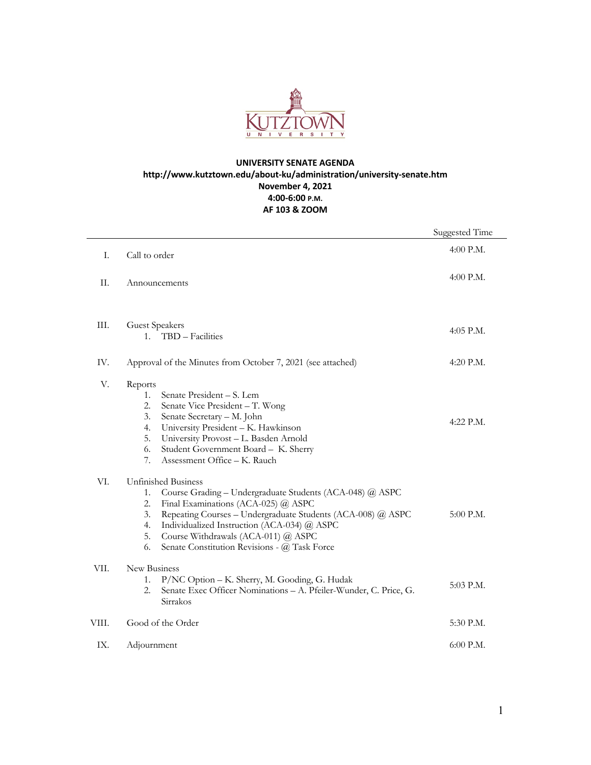# UNIVERSITY SENATE AGENDA

**http://www.kutztown.edu/about-ku/administration/university-senate.htm**
**November 4, 2021**
**4:00-6:00 P.M.**
**AF 103 & ZOOM**

| | | Suggested Time |
|---|---|---|
| I. | Call to order | 4:00 P.M. |
| II. | Announcements | 4:00 P.M. |
| III. | Guest Speakers<br>1. TBD – Facilities | 4:05 P.M. |
| IV. | Approval of the Minutes from October 7, 2021 (see attached) | 4:20 P.M. |
| V. | Reports<br>1. Senate President – S. Lem<br>2. Senate Vice President – T. Wong<br>3. Senate Secretary – M. John<br>4. University President – K. Hawkinson<br>5. University Provost – L. Basden Arnold<br>6. Student Government Board – K. Sherry<br>7. Assessment Office – K. Rauch | 4:22 P.M. |
| VI. | Unfinished Business<br>1. Course Grading – Undergraduate Students (ACA-048) @ ASPC<br>2. Final Examinations (ACA-025) @ ASPC<br>3. Repeating Courses – Undergraduate Students (ACA-008) @ ASPC<br>4. Individualized Instruction (ACA-034) @ ASPC<br>5. Course Withdrawals (ACA-011) @ ASPC<br>6. Senate Constitution Revisions - @ Task Force | 5:00 P.M. |
| VII. | New Business<br>1. P/NC Option – K. Sherry, M. Gooding, G. Hudak<br>2. Senate Exec Officer Nominations – A. Pfeiler-Wunder, C. Price, G. Sirrakos | 5:03 P.M. |
| VIII. | Good of the Order | 5:30 P.M. |
| IX. | Adjournment | 6:00 P.M. |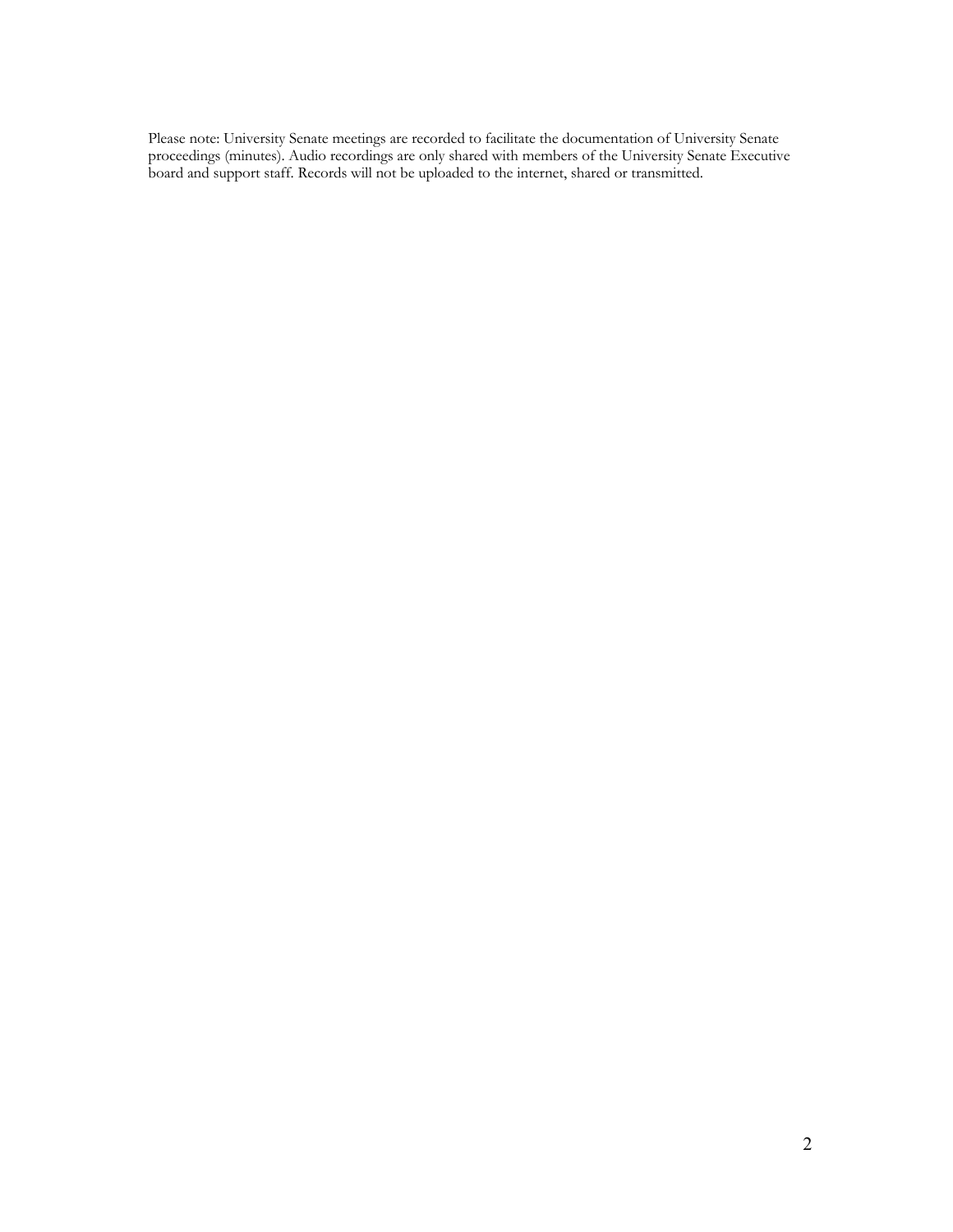Please note: University Senate meetings are recorded to facilitate the documentation of University Senate proceedings (minutes). Audio recordings are only shared with members of the University Senate Executive board and support staff. Records will not be uploaded to the internet, shared or transmitted.